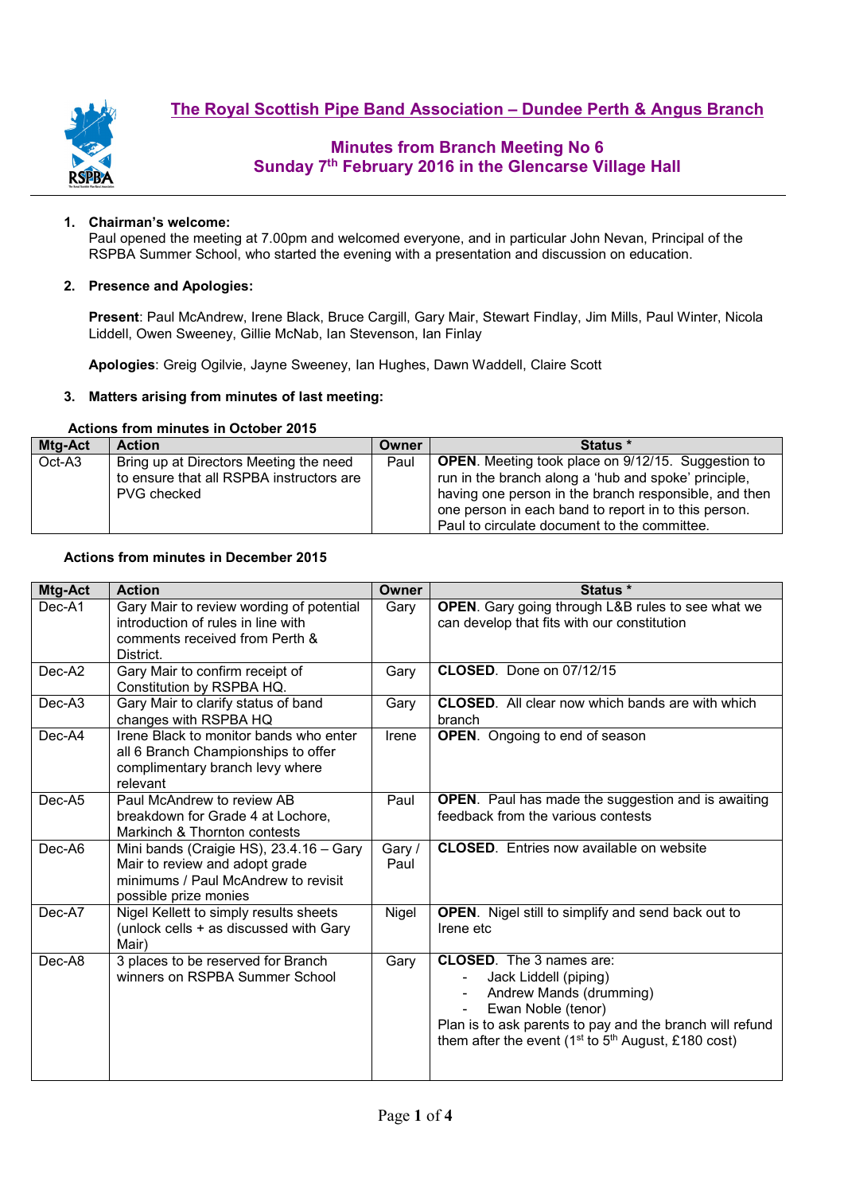# The Royal Scottish Pipe Band Association – Dundee Perth & Angus Branch

## Minutes from Branch Meeting No 6
## Sunday 7th February 2016 in the Glencarse Village Hall

1. **Chairman's welcome:**
   Paul opened the meeting at 7.00pm and welcomed everyone, and in particular John Nevan, Principal of the RSPBA Summer School, who started the evening with a presentation and discussion on education.

2. **Presence and Apologies:**

   **Present**: Paul McAndrew, Irene Black, Bruce Cargill, Gary Mair, Stewart Findlay, Jim Mills, Paul Winter, Nicola Liddell, Owen Sweeney, Gillie McNab, Ian Stevenson, Ian Finlay

   **Apologies**: Greig Ogilvie, Jayne Sweeney, Ian Hughes, Dawn Waddell, Claire Scott

3. **Matters arising from minutes of last meeting:**

**Actions from minutes in October 2015**

| Mtg-Act | Action | Owner | Status * |
|---|---|---|---|
| Oct-A3 | Bring up at Directors Meeting the need to ensure that all RSPBA instructors are PVG checked | Paul | **OPEN**. Meeting took place on 9/12/15. Suggestion to run in the branch along a 'hub and spoke' principle, having one person in the branch responsible, and then one person in each band to report in to this person. Paul to circulate document to the committee. |

**Actions from minutes in December 2015**

| Mtg-Act | Action | Owner | Status * |
|---|---|---|---|
| Dec-A1 | Gary Mair to review wording of potential introduction of rules in line with comments received from Perth & District. | Gary | **OPEN**. Gary going through L&B rules to see what we can develop that fits with our constitution |
| Dec-A2 | Gary Mair to confirm receipt of Constitution by RSPBA HQ. | Gary | **CLOSED**. Done on 07/12/15 |
| Dec-A3 | Gary Mair to clarify status of band changes with RSPBA HQ | Gary | **CLOSED**. All clear now which bands are with which branch |
| Dec-A4 | Irene Black to monitor bands who enter all 6 Branch Championships to offer complimentary branch levy where relevant | Irene | **OPEN**. Ongoing to end of season |
| Dec-A5 | Paul McAndrew to review AB breakdown for Grade 4 at Lochore, Markinch & Thornton contests | Paul | **OPEN**. Paul has made the suggestion and is awaiting feedback from the various contests |
| Dec-A6 | Mini bands (Craigie HS), 23.4.16 – Gary Mair to review and adopt grade minimums / Paul McAndrew to revisit possible prize monies | Gary / Paul | **CLOSED**. Entries now available on website |
| Dec-A7 | Nigel Kellett to simply results sheets (unlock cells + as discussed with Gary Mair) | Nigel | **OPEN**. Nigel still to simplify and send back out to Irene etc |
| Dec-A8 | 3 places to be reserved for Branch winners on RSPBA Summer School | Gary | **CLOSED**. The 3 names are: <br> - Jack Liddell (piping) <br> - Andrew Mands (drumming) <br> - Ewan Noble (tenor) <br> Plan is to ask parents to pay and the branch will refund them after the event (1st to 5th August, £180 cost) |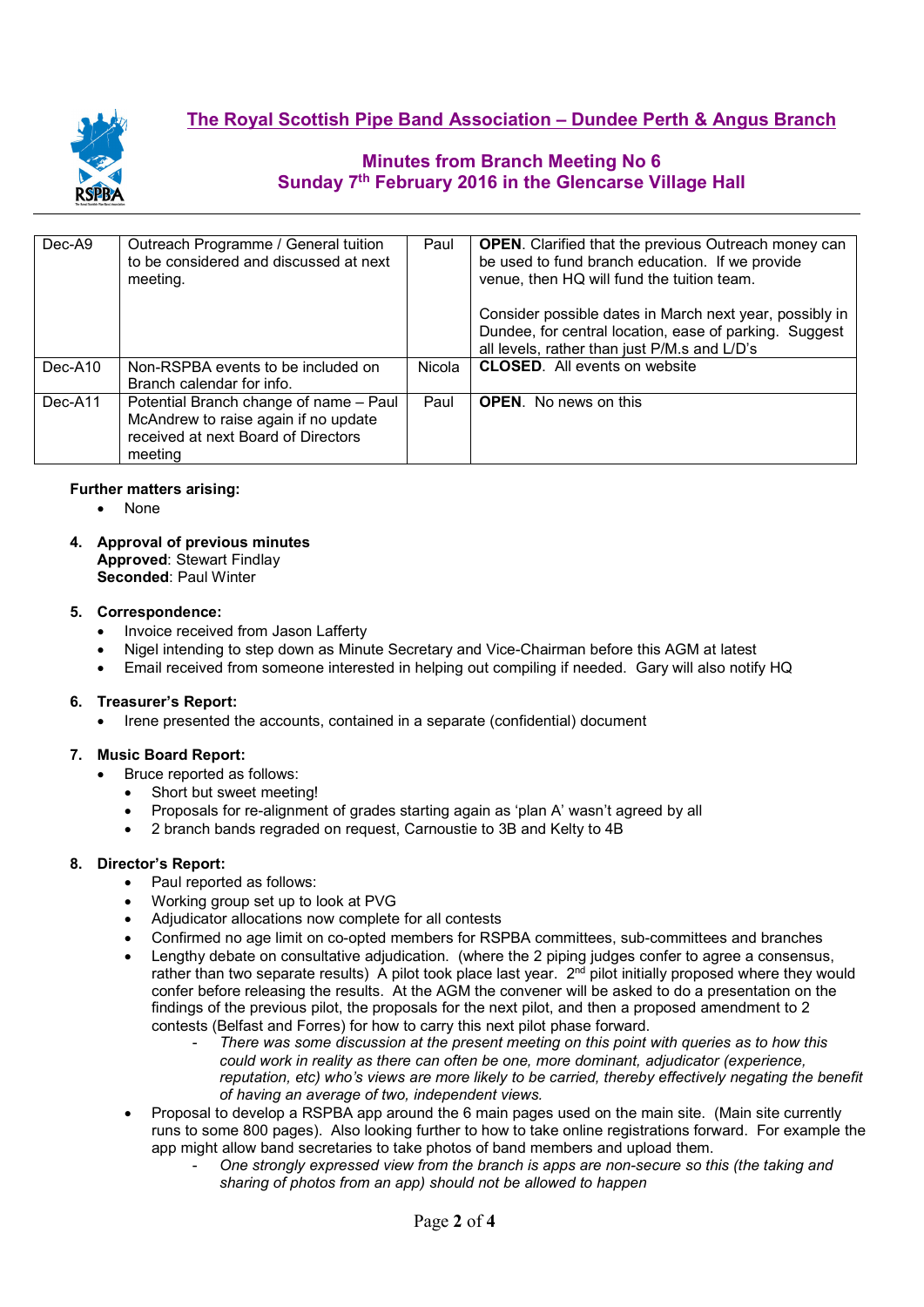# The Royal Scottish Pipe Band Association – Dundee Perth & Angus Branch

## Minutes from Branch Meeting No 6
## Sunday 7th February 2016 in the Glencarse Village Hall

| | | | |
|---|---|---|---|
| Dec-A9 | Outreach Programme / General tuition to be considered and discussed at next meeting. | Paul | **OPEN**. Clarified that the previous Outreach money can be used to fund branch education. If we provide venue, then HQ will fund the tuition team.<br><br>Consider possible dates in March next year, possibly in Dundee, for central location, ease of parking. Suggest all levels, rather than just P/M.s and L/D's |
| Dec-A10 | Non-RSPBA events to be included on Branch calendar for info. | Nicola | **CLOSED**. All events on website |
| Dec-A11 | Potential Branch change of name – Paul McAndrew to raise again if no update received at next Board of Directors meeting | Paul | **OPEN**. No news on this |

**Further matters arising:**

- None

4. **Approval of previous minutes**
   **Approved**: Stewart Findlay
   **Seconded**: Paul Winter

5. **Correspondence:**
   - Invoice received from Jason Lafferty
   - Nigel intending to step down as Minute Secretary and Vice-Chairman before this AGM at latest
   - Email received from someone interested in helping out compiling if needed. Gary will also notify HQ

6. **Treasurer's Report:**
   - Irene presented the accounts, contained in a separate (confidential) document

7. **Music Board Report:**
   - Bruce reported as follows:
     - Short but sweet meeting!
     - Proposals for re-alignment of grades starting again as 'plan A' wasn't agreed by all
     - 2 branch bands regraded on request, Carnoustie to 3B and Kelty to 4B

8. **Director's Report:**
   - Paul reported as follows:
   - Working group set up to look at PVG
   - Adjudicator allocations now complete for all contests
   - Confirmed no age limit on co-opted members for RSPBA committees, sub-committees and branches
   - Lengthy debate on consultative adjudication. (where the 2 piping judges confer to agree a consensus, rather than two separate results) A pilot took place last year. 2nd pilot initially proposed where they would confer before releasing the results. At the AGM the convener will be asked to do a presentation on the findings of the previous pilot, the proposals for the next pilot, and then a proposed amendment to 2 contests (Belfast and Forres) for how to carry this next pilot phase forward.
     - *There was some discussion at the present meeting on this point with queries as to how this could work in reality as there can often be one, more dominant, adjudicator (experience, reputation, etc) who's views are more likely to be carried, thereby effectively negating the benefit of having an average of two, independent views.*
   - Proposal to develop a RSPBA app around the 6 main pages used on the main site. (Main site currently runs to some 800 pages). Also looking further to how to take online registrations forward. For example the app might allow band secretaries to take photos of band members and upload them.
     - *One strongly expressed view from the branch is apps are non-secure so this (the taking and sharing of photos from an app) should not be allowed to happen*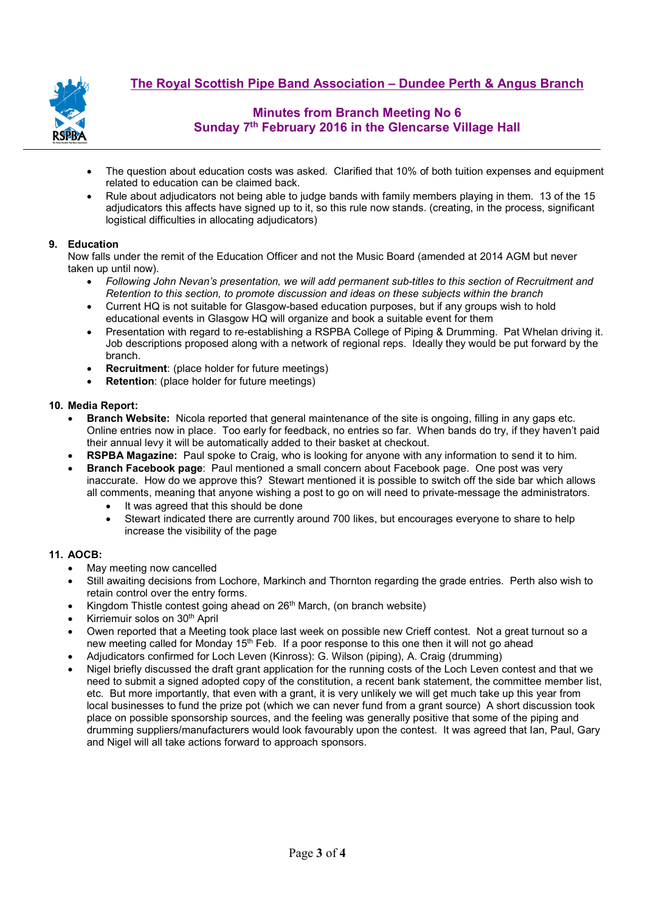# The Royal Scottish Pipe Band Association – Dundee Perth & Angus Branch

## Minutes from Branch Meeting No 6
## Sunday 7th February 2016 in the Glencarse Village Hall

- The question about education costs was asked. Clarified that 10% of both tuition expenses and equipment related to education can be claimed back.
- Rule about adjudicators not being able to judge bands with family members playing in them. 13 of the 15 adjudicators this affects have signed up to it, so this rule now stands. (creating, in the process, significant logistical difficulties in allocating adjudicators)

**9. Education**

Now falls under the remit of the Education Officer and not the Music Board (amended at 2014 AGM but never taken up until now).

- *Following John Nevan's presentation, we will add permanent sub-titles to this section of Recruitment and Retention to this section, to promote discussion and ideas on these subjects within the branch*
- Current HQ is not suitable for Glasgow-based education purposes, but if any groups wish to hold educational events in Glasgow HQ will organize and book a suitable event for them
- Presentation with regard to re-establishing a RSPBA College of Piping & Drumming. Pat Whelan driving it. Job descriptions proposed along with a network of regional reps. Ideally they would be put forward by the branch.
- **Recruitment**: (place holder for future meetings)
- **Retention**: (place holder for future meetings)

**10. Media Report:**

- **Branch Website:** Nicola reported that general maintenance of the site is ongoing, filling in any gaps etc. Online entries now in place. Too early for feedback, no entries so far. When bands do try, if they haven't paid their annual levy it will be automatically added to their basket at checkout.
- **RSPBA Magazine:** Paul spoke to Craig, who is looking for anyone with any information to send it to him.
- **Branch Facebook page**: Paul mentioned a small concern about Facebook page. One post was very inaccurate. How do we approve this? Stewart mentioned it is possible to switch off the side bar which allows all comments, meaning that anyone wishing a post to go on will need to private-message the administrators.
  - It was agreed that this should be done
  - Stewart indicated there are currently around 700 likes, but encourages everyone to share to help increase the visibility of the page

**11. AOCB:**

- May meeting now cancelled
- Still awaiting decisions from Lochore, Markinch and Thornton regarding the grade entries. Perth also wish to retain control over the entry forms.
- Kingdom Thistle contest going ahead on 26th March, (on branch website)
- Kirriemuir solos on 30th April
- Owen reported that a Meeting took place last week on possible new Crieff contest. Not a great turnout so a new meeting called for Monday 15th Feb. If a poor response to this one then it will not go ahead
- Adjudicators confirmed for Loch Leven (Kinross): G. Wilson (piping), A. Craig (drumming)
- Nigel briefly discussed the draft grant application for the running costs of the Loch Leven contest and that we need to submit a signed adopted copy of the constitution, a recent bank statement, the committee member list, etc. But more importantly, that even with a grant, it is very unlikely we will get much take up this year from local businesses to fund the prize pot (which we can never fund from a grant source) A short discussion took place on possible sponsorship sources, and the feeling was generally positive that some of the piping and drumming suppliers/manufacturers would look favourably upon the contest. It was agreed that Ian, Paul, Gary and Nigel will all take actions forward to approach sponsors.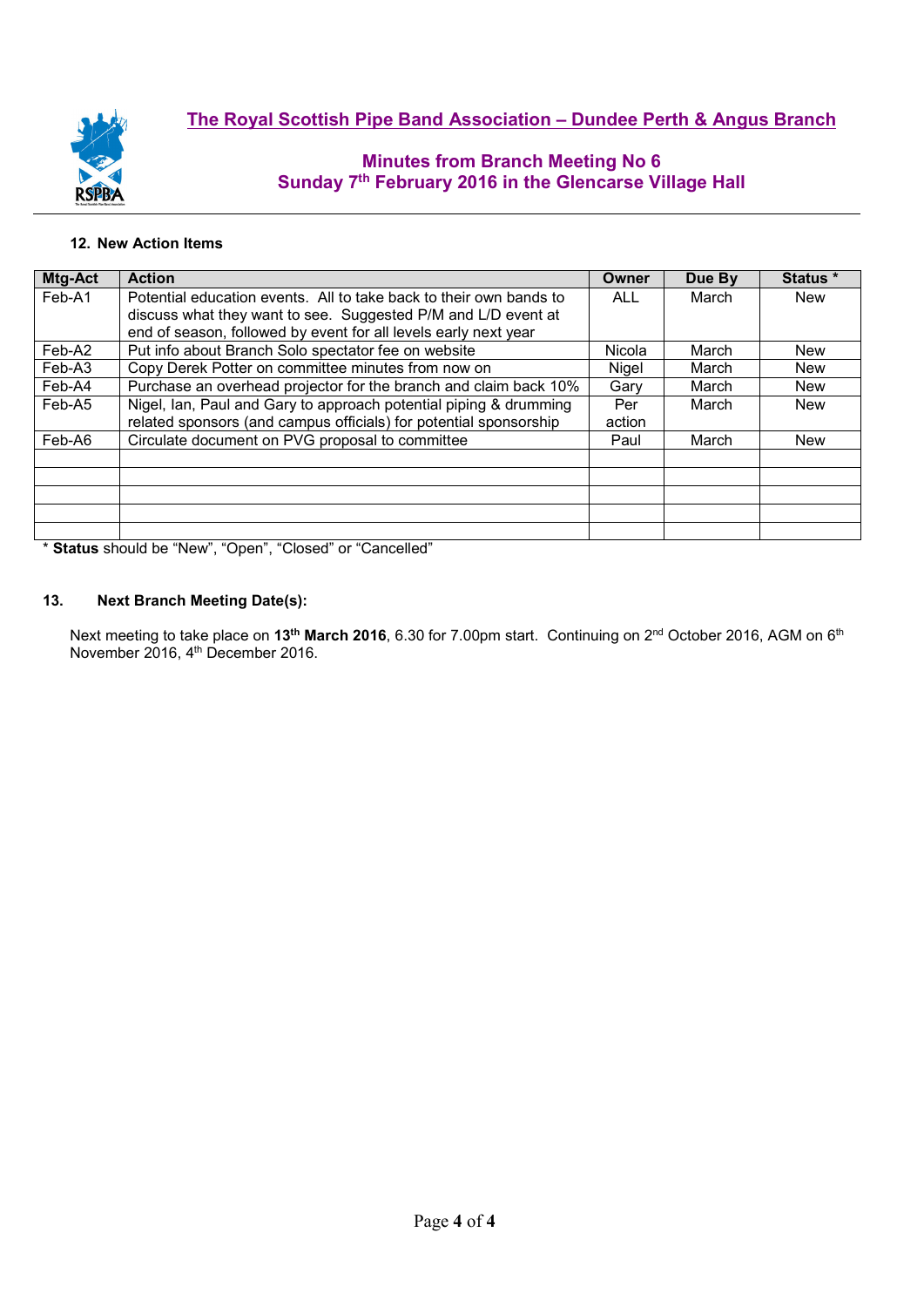## The Royal Scottish Pipe Band Association – Dundee Perth & Angus Branch

### Minutes from Branch Meeting No 6
### Sunday 7th February 2016 in the Glencarse Village Hall

**12. New Action Items**

| Mtg-Act | Action | Owner | Due By | Status * |
|---|---|---|---|---|
| Feb-A1 | Potential education events. All to take back to their own bands to discuss what they want to see. Suggested P/M and L/D event at end of season, followed by event for all levels early next year | ALL | March | New |
| Feb-A2 | Put info about Branch Solo spectator fee on website | Nicola | March | New |
| Feb-A3 | Copy Derek Potter on committee minutes from now on | Nigel | March | New |
| Feb-A4 | Purchase an overhead projector for the branch and claim back 10% | Gary | March | New |
| Feb-A5 | Nigel, Ian, Paul and Gary to approach potential piping & drumming related sponsors (and campus officials) for potential sponsorship | Per action | March | New |
| Feb-A6 | Circulate document on PVG proposal to committee | Paul | March | New |
| | | | | |
| | | | | |
| | | | | |
| | | | | |
| | | | | |

* **Status** should be "New", "Open", "Closed" or "Cancelled"

**13. Next Branch Meeting Date(s):**

Next meeting to take place on **13th March 2016**, 6.30 for 7.00pm start. Continuing on 2nd October 2016, AGM on 6th November 2016, 4th December 2016.